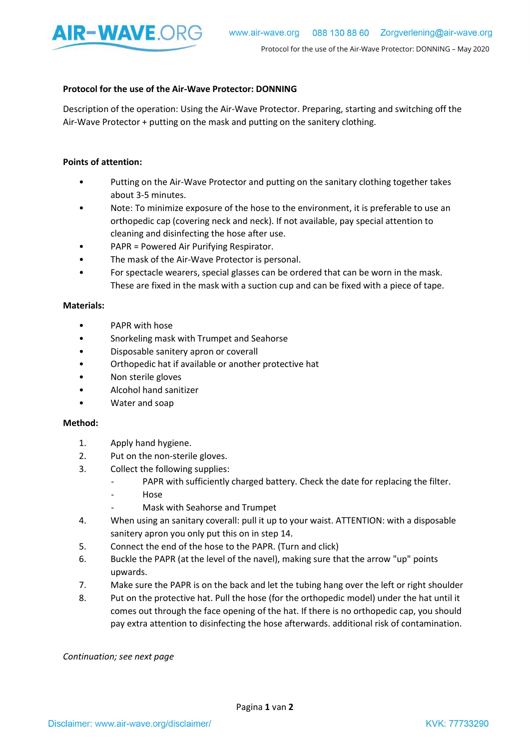**Protocol for the use of the Air-Wave Protector: DONNING**

Description of the operation: Using the Air-Wave Protector. Preparing, starting and switching off the Air-Wave Protector + putting on the mask and putting on the sanitery clothing.

**Points of attention:**

- Putting on the Air-Wave Protector and putting on the sanitary clothing together takes about 3-5 minutes.
- Note: To minimize exposure of the hose to the environment, it is preferable to use an orthopedic cap (covering neck and neck). If not available, pay special attention to cleaning and disinfecting the hose after use.
- PAPR = Powered Air Purifying Respirator.
- The mask of the Air-Wave Protector is personal.
- For spectacle wearers, special glasses can be ordered that can be worn in the mask. These are fixed in the mask with a suction cup and can be fixed with a piece of tape.

**Materials:**

- PAPR with hose
- Snorkeling mask with Trumpet and Seahorse
- Disposable sanitery apron or coverall
- Orthopedic hat if available or another protective hat
- Non sterile gloves
- Alcohol hand sanitizer
- Water and soap

**Method:**

1. Apply hand hygiene.
2. Put on the non-sterile gloves.
3. Collect the following supplies:
   - PAPR with sufficiently charged battery. Check the date for replacing the filter.
   - Hose
   - Mask with Seahorse and Trumpet
4. When using an sanitary coverall: pull it up to your waist. ATTENTION: with a disposable sanitery apron you only put this on in step 14.
5. Connect the end of the hose to the PAPR. (Turn and click)
6. Buckle the PAPR (at the level of the navel), making sure that the arrow "up" points upwards.
7. Make sure the PAPR is on the back and let the tubing hang over the left or right shoulder
8. Put on the protective hat. Pull the hose (for the orthopedic model) under the hat until it comes out through the face opening of the hat. If there is no orthopedic cap, you should pay extra attention to disinfecting the hose afterwards. additional risk of contamination.

*Continuation; see next page*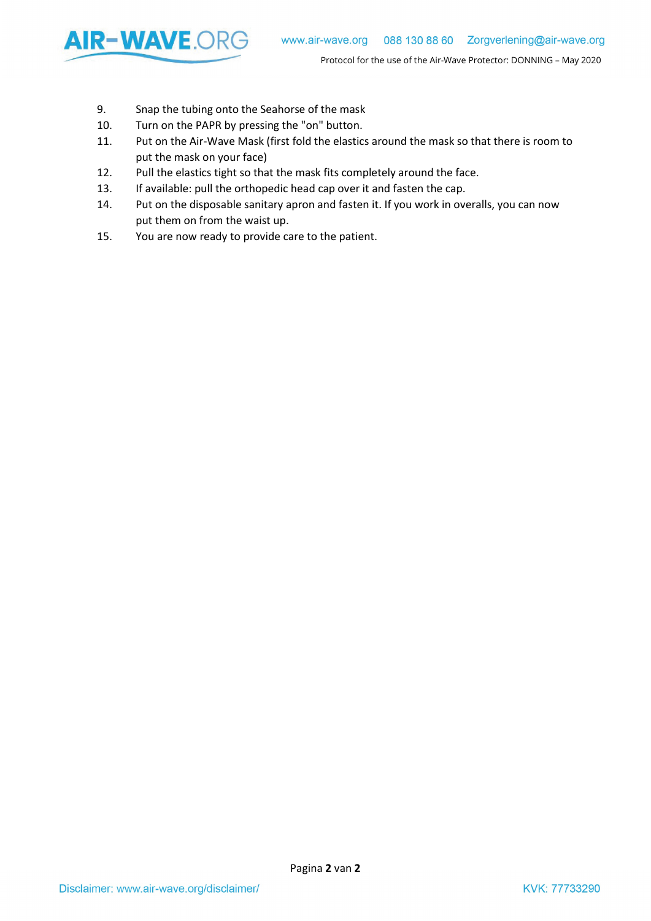9. Snap the tubing onto the Seahorse of the mask
10. Turn on the PAPR by pressing the "on" button.
11. Put on the Air-Wave Mask (first fold the elastics around the mask so that there is room to put the mask on your face)
12. Pull the elastics tight so that the mask fits completely around the face.
13. If available: pull the orthopedic head cap over it and fasten the cap.
14. Put on the disposable sanitary apron and fasten it. If you work in overalls, you can now put them on from the waist up.
15. You are now ready to provide care to the patient.